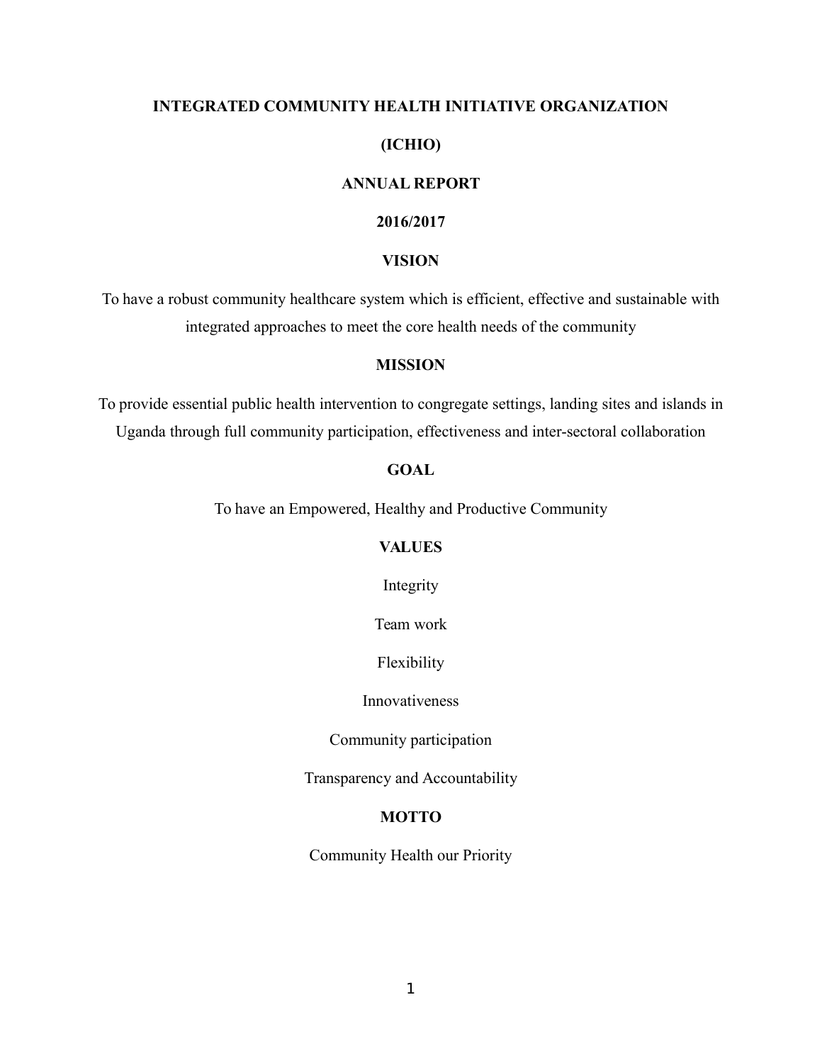# INTEGRATED COMMUNITY HEALTH INITIATIVE ORGANIZATION

# (ICHIO)

## ANNUAL REPORT

## 2016/2017

### VISION

To have a robust community healthcare system which is efficient, effective and sustainable with integrated approaches to meet the core health needs of the community

### MISSION

To provide essential public health intervention to congregate settings, landing sites and islands in Uganda through full community participation, effectiveness and inter-sectoral collaboration

### GOAL

To have an Empowered, Healthy and Productive Community

### VALUES

Integrity

Team work

Flexibility

Innovativeness

Community participation

Transparency and Accountability

### MOTTO

Community Health our Priority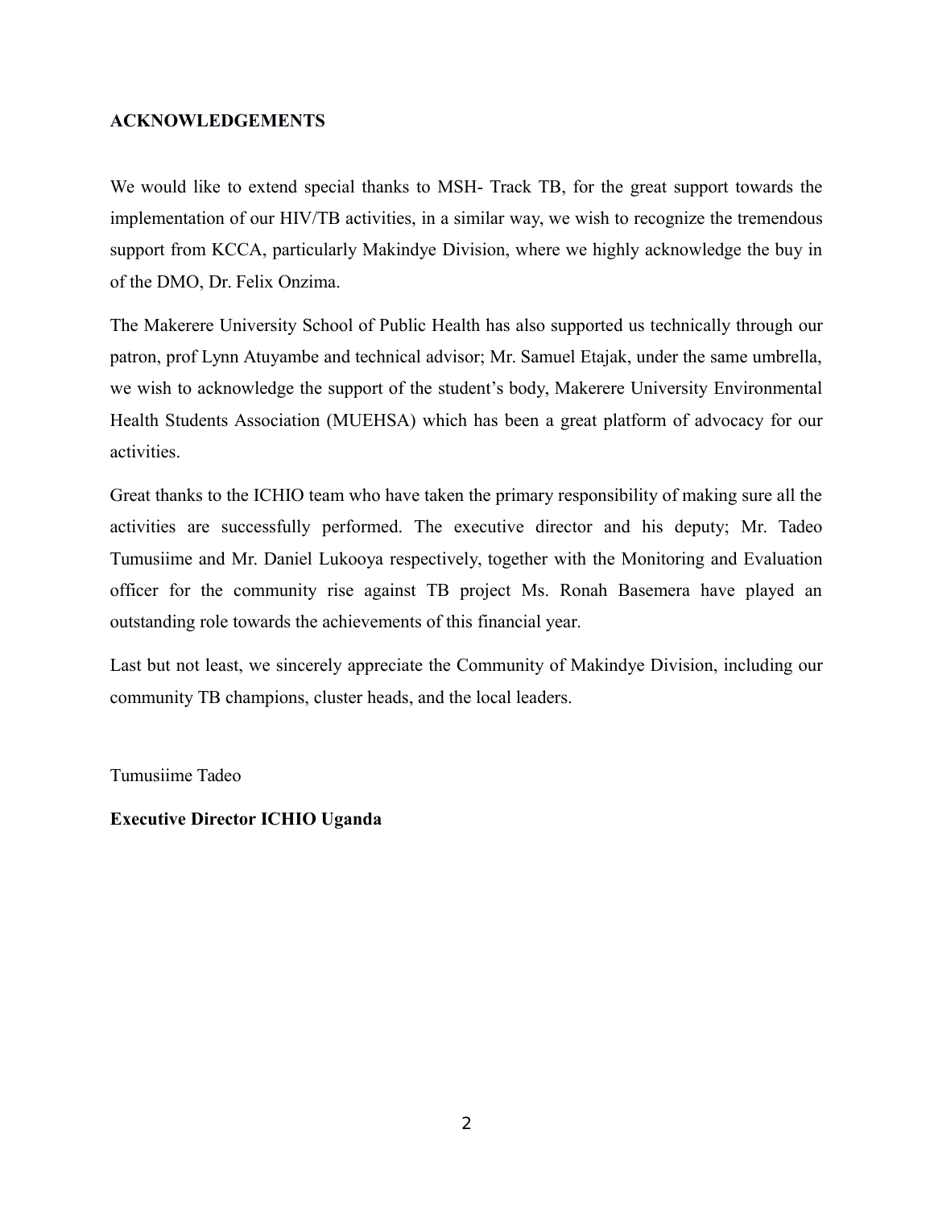## ACKNOWLEDGEMENTS

We would like to extend special thanks to MSH- Track TB, for the great support towards the implementation of our HIV/TB activities, in a similar way, we wish to recognize the tremendous support from KCCA, particularly Makindye Division, where we highly acknowledge the buy in of the DMO, Dr. Felix Onzima.

The Makerere University School of Public Health has also supported us technically through our patron, prof Lynn Atuyambe and technical advisor; Mr. Samuel Etajak, under the same umbrella, we wish to acknowledge the support of the student's body, Makerere University Environmental Health Students Association (MUEHSA) which has been a great platform of advocacy for our activities.

Great thanks to the ICHIO team who have taken the primary responsibility of making sure all the activities are successfully performed. The executive director and his deputy; Mr. Tadeo Tumusiime and Mr. Daniel Lukooya respectively, together with the Monitoring and Evaluation officer for the community rise against TB project Ms. Ronah Basemera have played an outstanding role towards the achievements of this financial year.

Last but not least, we sincerely appreciate the Community of Makindye Division, including our community TB champions, cluster heads, and the local leaders.

Tumusiime Tadeo

**Executive Director ICHIO Uganda**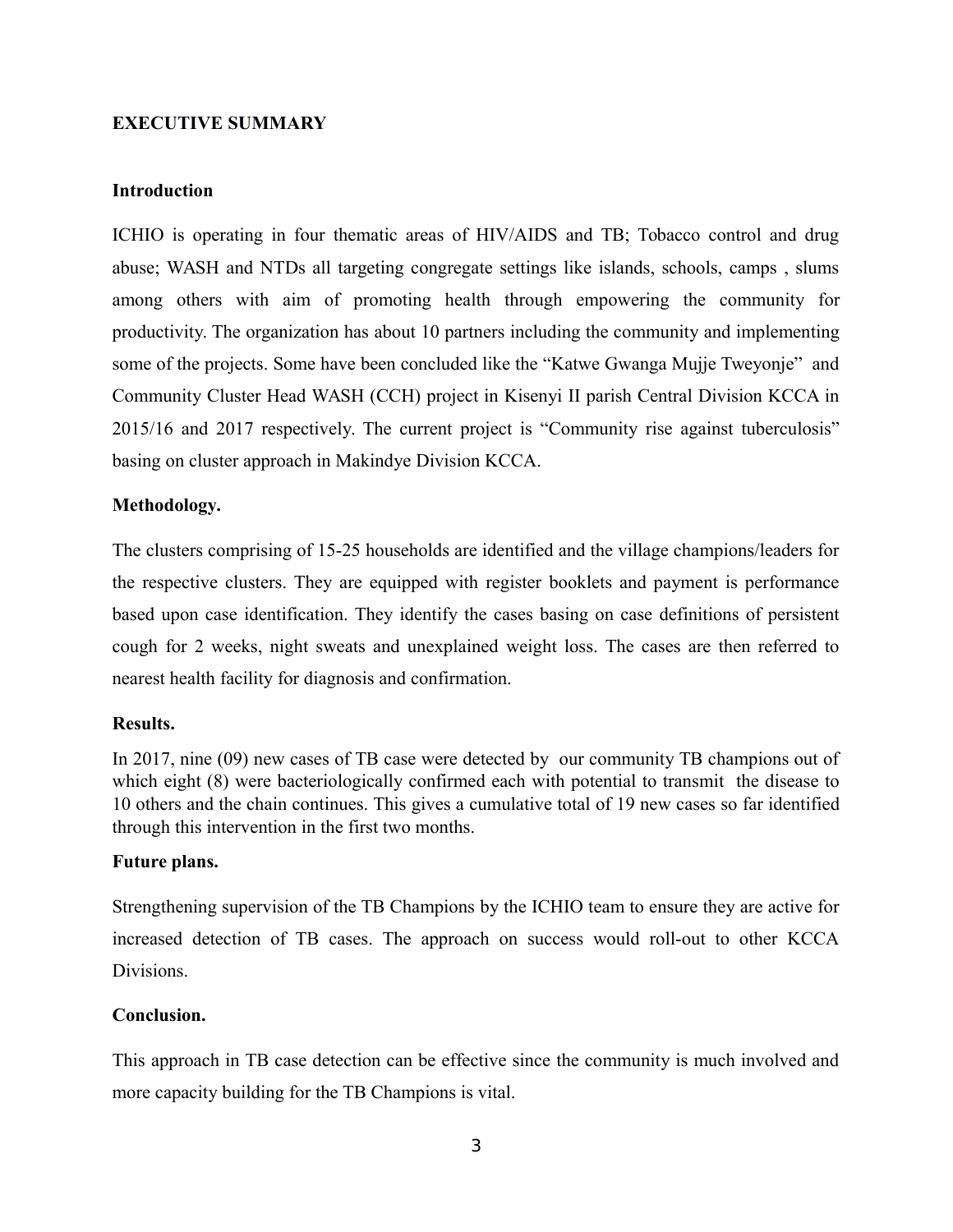## EXECUTIVE SUMMARY

### Introduction

ICHIO is operating in four thematic areas of HIV/AIDS and TB; Tobacco control and drug abuse; WASH and NTDs all targeting congregate settings like islands, schools, camps , slums among others with aim of promoting health through empowering the community for productivity. The organization has about 10 partners including the community and implementing some of the projects. Some have been concluded like the "Katwe Gwanga Mujje Tweyonje" and Community Cluster Head WASH (CCH) project in Kisenyi II parish Central Division KCCA in 2015/16 and 2017 respectively. The current project is "Community rise against tuberculosis" basing on cluster approach in Makindye Division KCCA.

### Methodology.

The clusters comprising of 15-25 households are identified and the village champions/leaders for the respective clusters. They are equipped with register booklets and payment is performance based upon case identification. They identify the cases basing on case definitions of persistent cough for 2 weeks, night sweats and unexplained weight loss. The cases are then referred to nearest health facility for diagnosis and confirmation.

### Results.

In 2017, nine (09) new cases of TB case were detected by our community TB champions out of which eight (8) were bacteriologically confirmed each with potential to transmit the disease to 10 others and the chain continues. This gives a cumulative total of 19 new cases so far identified through this intervention in the first two months.

### Future plans.

Strengthening supervision of the TB Champions by the ICHIO team to ensure they are active for increased detection of TB cases. The approach on success would roll-out to other KCCA Divisions.

### Conclusion.

This approach in TB case detection can be effective since the community is much involved and more capacity building for the TB Champions is vital.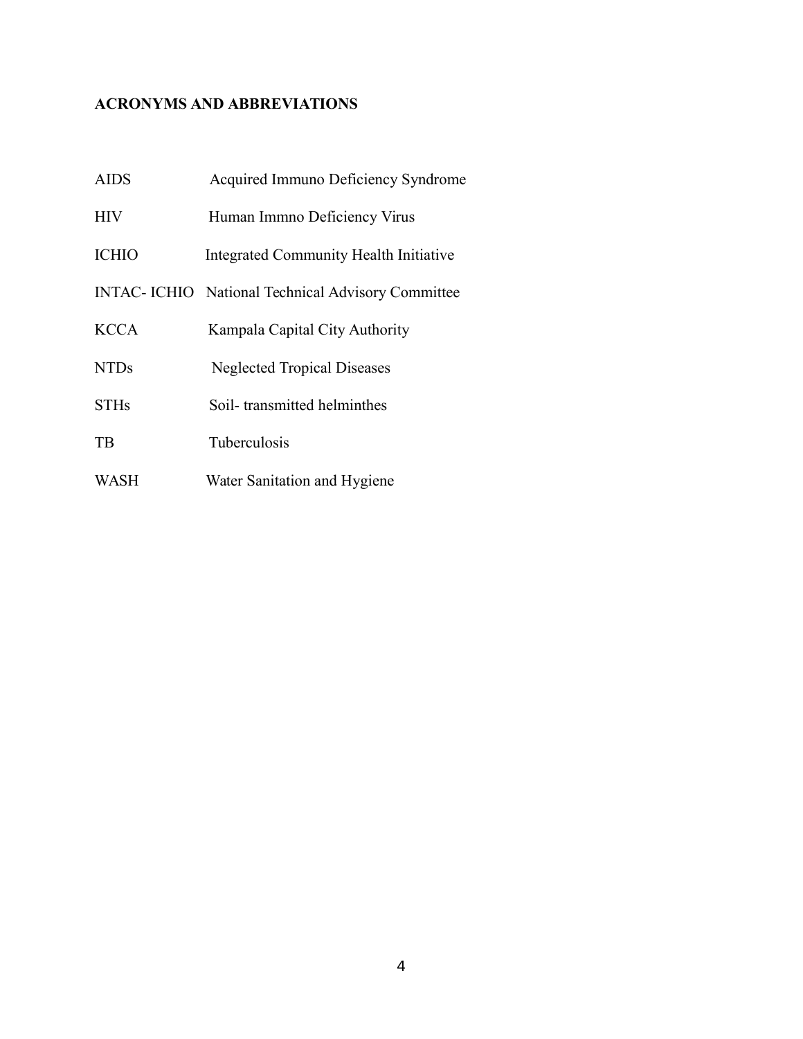## ACRONYMS AND ABBREVIATIONS

| | |
|---|---|
| AIDS | Acquired Immuno Deficiency Syndrome |
| HIV | Human Immno Deficiency Virus |
| ICHIO | Integrated Community Health Initiative |
| INTAC- ICHIO | National Technical Advisory Committee |
| KCCA | Kampala Capital City Authority |
| NTDs | Neglected Tropical Diseases |
| STHs | Soil- transmitted helminthes |
| TB | Tuberculosis |
| WASH | Water Sanitation and Hygiene |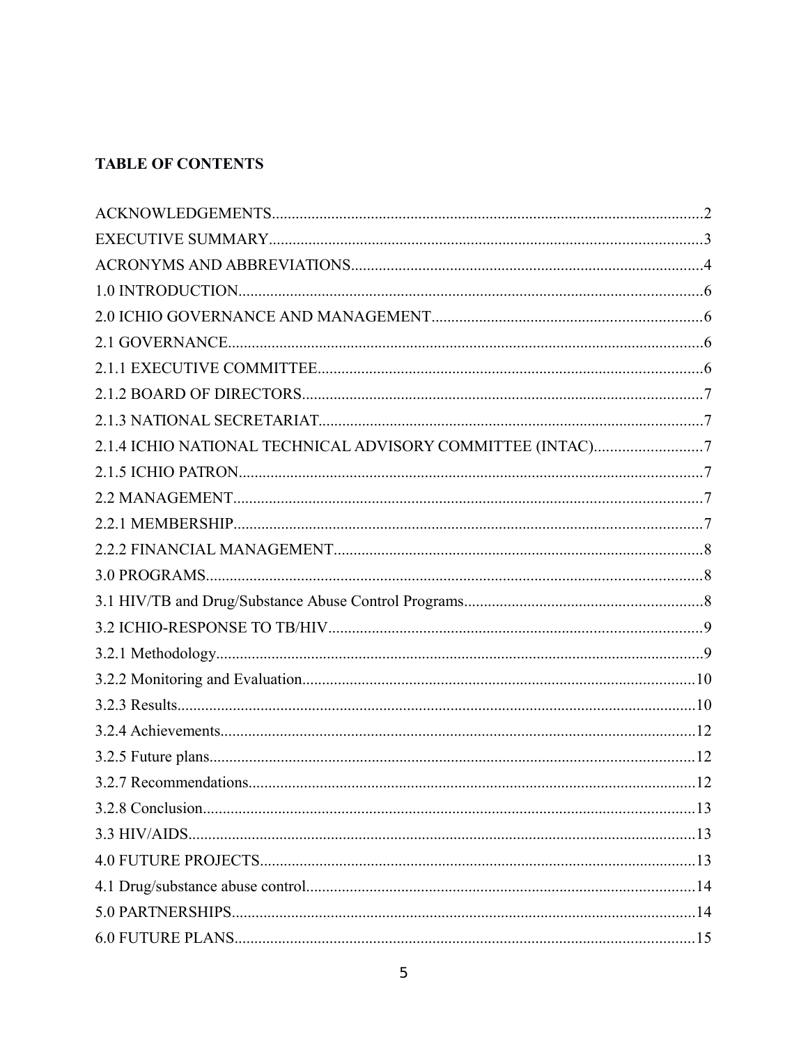**TABLE OF CONTENTS**

ACKNOWLEDGEMENTS............................................................................................................2
EXECUTIVE SUMMARY............................................................................................................3
ACRONYMS AND ABBREVIATIONS........................................................................................4
1.0 INTRODUCTION....................................................................................................................6
2.0 ICHIO GOVERNANCE AND MANAGEMENT....................................................................6
2.1 GOVERNANCE.......................................................................................................................6
2.1.1 EXECUTIVE COMMITTEE................................................................................................6
2.1.2 BOARD OF DIRECTORS....................................................................................................7
2.1.3 NATIONAL SECRETARIAT................................................................................................7
2.1.4 ICHIO NATIONAL TECHNICAL ADVISORY COMMITTEE (INTAC)...........................7
2.1.5 ICHIO PATRON....................................................................................................................7
2.2 MANAGEMENT.......................................................................................................................7
2.2.1 MEMBERSHIP......................................................................................................................7
2.2.2 FINANCIAL MANAGEMENT............................................................................................8
3.0 PROGRAMS............................................................................................................................8
3.1 HIV/TB and Drug/Substance Abuse Control Programs............................................................8
3.2 ICHIO-RESPONSE TO TB/HIV..............................................................................................9
3.2.1 Methodology..........................................................................................................................9
3.2.2 Monitoring and Evaluation...................................................................................................10
3.2.3 Results...................................................................................................................................10
3.2.4 Achievements........................................................................................................................12
3.2.5 Future plans..........................................................................................................................12
3.2.7 Recommendations.................................................................................................................12
3.2.8 Conclusion............................................................................................................................13
3.3 HIV/AIDS.................................................................................................................................13
4.0 FUTURE PROJECTS..............................................................................................................13
4.1 Drug/substance abuse control...................................................................................................14
5.0 PARTNERSHIPS.....................................................................................................................14
6.0 FUTURE PLANS.....................................................................................................................15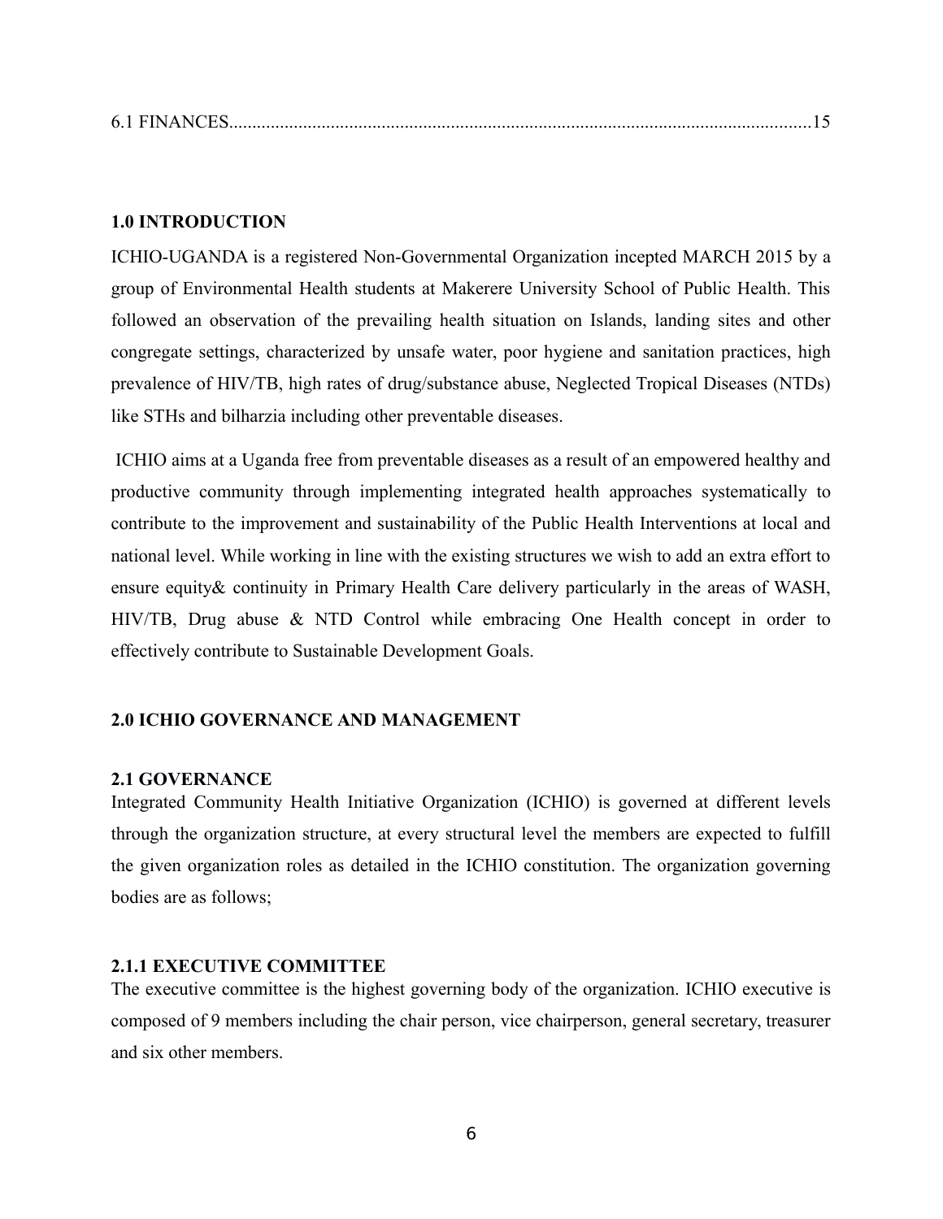6.1 FINANCES............................................................................................................................15

## 1.0 INTRODUCTION

ICHIO-UGANDA is a registered Non-Governmental Organization incepted MARCH 2015 by a group of Environmental Health students at Makerere University School of Public Health. This followed an observation of the prevailing health situation on Islands, landing sites and other congregate settings, characterized by unsafe water, poor hygiene and sanitation practices, high prevalence of HIV/TB, high rates of drug/substance abuse, Neglected Tropical Diseases (NTDs) like STHs and bilharzia including other preventable diseases.

ICHIO aims at a Uganda free from preventable diseases as a result of an empowered healthy and productive community through implementing integrated health approaches systematically to contribute to the improvement and sustainability of the Public Health Interventions at local and national level. While working in line with the existing structures we wish to add an extra effort to ensure equity& continuity in Primary Health Care delivery particularly in the areas of WASH, HIV/TB, Drug abuse & NTD Control while embracing One Health concept in order to effectively contribute to Sustainable Development Goals.

## 2.0 ICHIO GOVERNANCE AND MANAGEMENT

### 2.1 GOVERNANCE

Integrated Community Health Initiative Organization (ICHIO) is governed at different levels through the organization structure, at every structural level the members are expected to fulfill the given organization roles as detailed in the ICHIO constitution. The organization governing bodies are as follows;

#### 2.1.1 EXECUTIVE COMMITTEE

The executive committee is the highest governing body of the organization. ICHIO executive is composed of 9 members including the chair person, vice chairperson, general secretary, treasurer and six other members.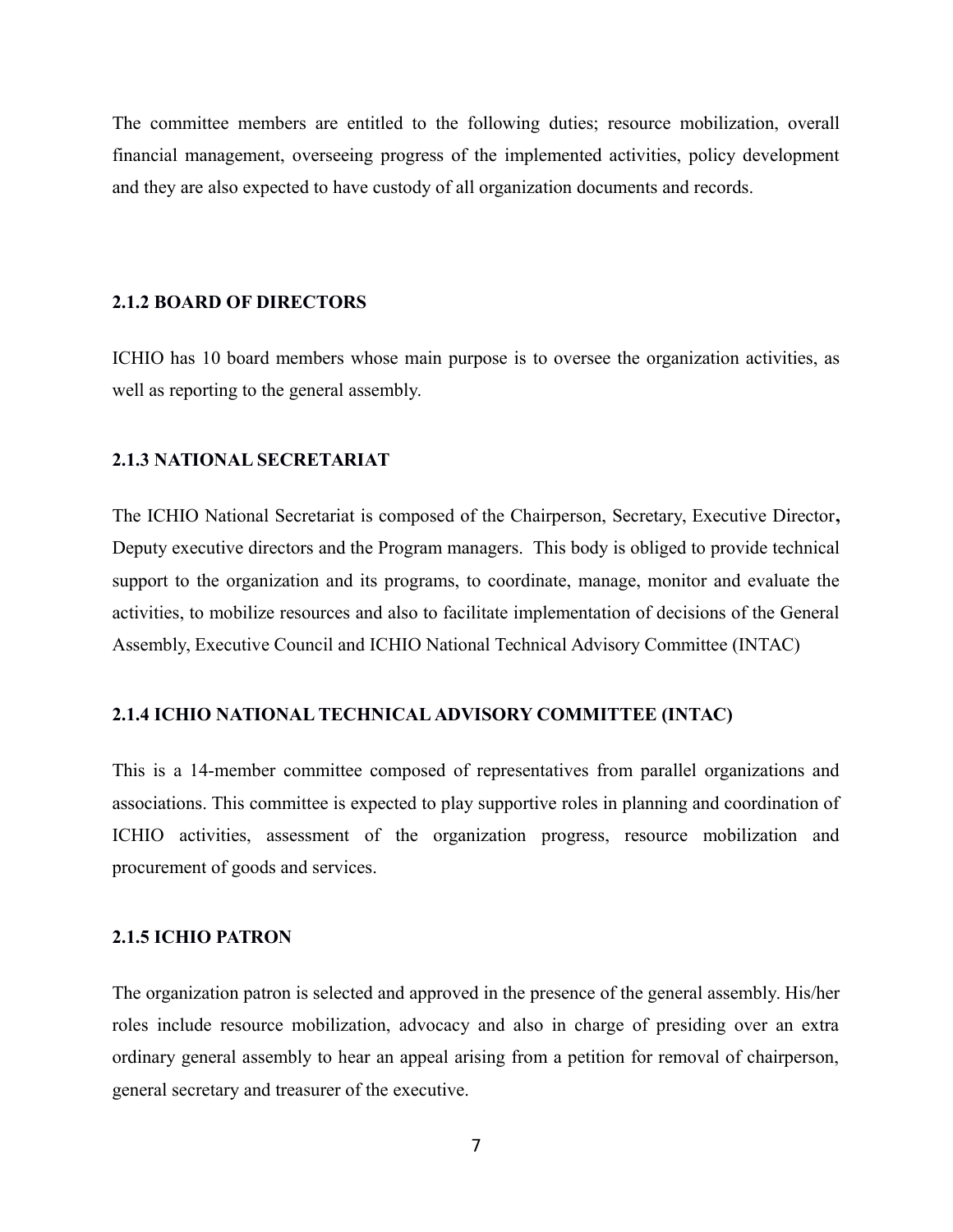The committee members are entitled to the following duties; resource mobilization, overall financial management, overseeing progress of the implemented activities, policy development and they are also expected to have custody of all organization documents and records.

### 2.1.2 BOARD OF DIRECTORS

ICHIO has 10 board members whose main purpose is to oversee the organization activities, as well as reporting to the general assembly.

### 2.1.3 NATIONAL SECRETARIAT

The ICHIO National Secretariat is composed of the Chairperson, Secretary, Executive Director**,** Deputy executive directors and the Program managers. This body is obliged to provide technical support to the organization and its programs, to coordinate, manage, monitor and evaluate the activities, to mobilize resources and also to facilitate implementation of decisions of the General Assembly, Executive Council and ICHIO National Technical Advisory Committee (INTAC)

### 2.1.4 ICHIO NATIONAL TECHNICAL ADVISORY COMMITTEE (INTAC)

This is a 14-member committee composed of representatives from parallel organizations and associations. This committee is expected to play supportive roles in planning and coordination of ICHIO activities, assessment of the organization progress, resource mobilization and procurement of goods and services.

### 2.1.5 ICHIO PATRON

The organization patron is selected and approved in the presence of the general assembly. His/her roles include resource mobilization, advocacy and also in charge of presiding over an extra ordinary general assembly to hear an appeal arising from a petition for removal of chairperson, general secretary and treasurer of the executive.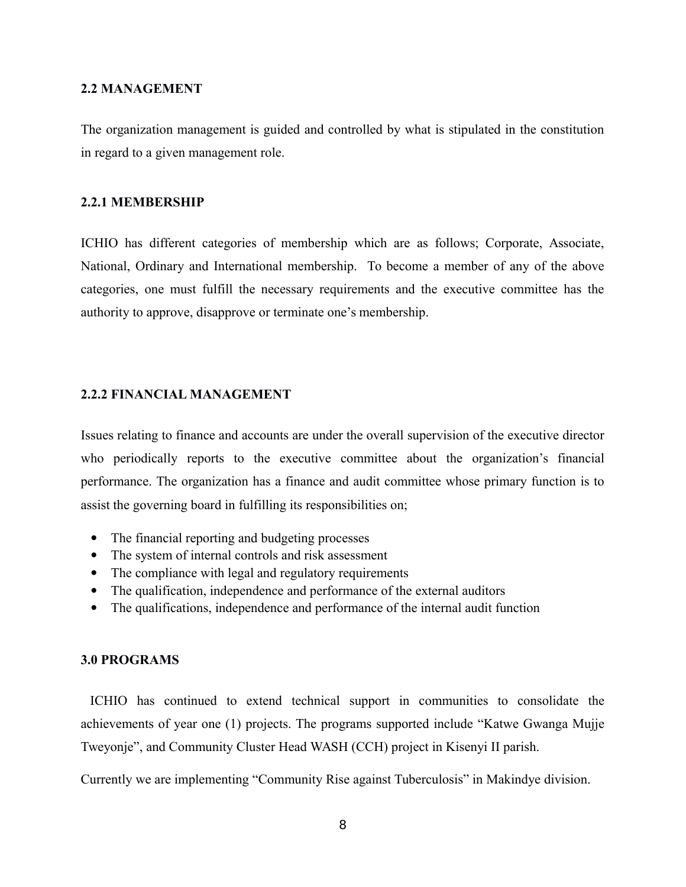### 2.2 MANAGEMENT

The organization management is guided and controlled by what is stipulated in the constitution in regard to a given management role.

#### 2.2.1 MEMBERSHIP

ICHIO has different categories of membership which are as follows; Corporate, Associate, National, Ordinary and International membership. To become a member of any of the above categories, one must fulfill the necessary requirements and the executive committee has the authority to approve, disapprove or terminate one's membership.

#### 2.2.2 FINANCIAL MANAGEMENT

Issues relating to finance and accounts are under the overall supervision of the executive director who periodically reports to the executive committee about the organization's financial performance. The organization has a finance and audit committee whose primary function is to assist the governing board in fulfilling its responsibilities on;

- The financial reporting and budgeting processes
- The system of internal controls and risk assessment
- The compliance with legal and regulatory requirements
- The qualification, independence and performance of the external auditors
- The qualifications, independence and performance of the internal audit function

## 3.0 PROGRAMS

ICHIO has continued to extend technical support in communities to consolidate the achievements of year one (1) projects. The programs supported include "Katwe Gwanga Mujje Tweyonje", and Community Cluster Head WASH (CCH) project in Kisenyi II parish.

Currently we are implementing "Community Rise against Tuberculosis" in Makindye division.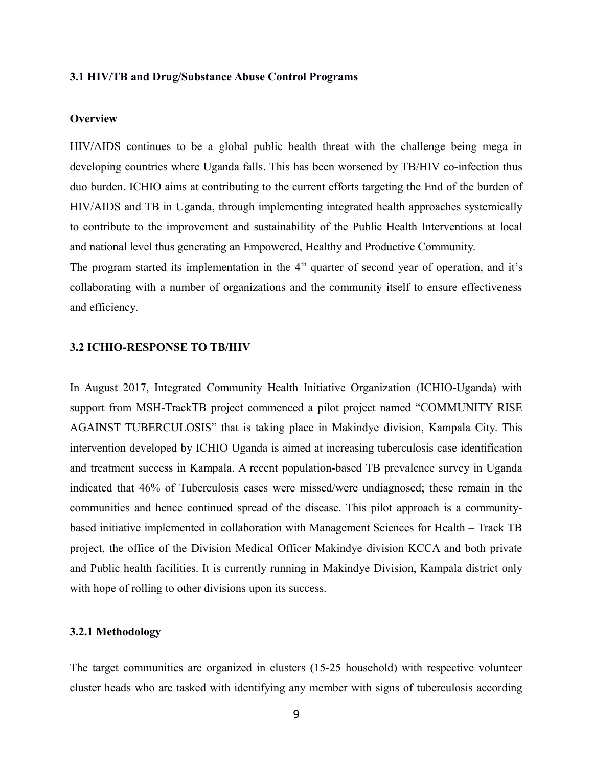### 3.1 HIV/TB and Drug/Substance Abuse Control Programs

**Overview**

HIV/AIDS continues to be a global public health threat with the challenge being mega in developing countries where Uganda falls. This has been worsened by TB/HIV co-infection thus duo burden. ICHIO aims at contributing to the current efforts targeting the End of the burden of HIV/AIDS and TB in Uganda, through implementing integrated health approaches systemically to contribute to the improvement and sustainability of the Public Health Interventions at local and national level thus generating an Empowered, Healthy and Productive Community.

The program started its implementation in the 4th quarter of second year of operation, and it's collaborating with a number of organizations and the community itself to ensure effectiveness and efficiency.

### 3.2 ICHIO-RESPONSE TO TB/HIV

In August 2017, Integrated Community Health Initiative Organization (ICHIO-Uganda) with support from MSH-TrackTB project commenced a pilot project named "COMMUNITY RISE AGAINST TUBERCULOSIS" that is taking place in Makindye division, Kampala City. This intervention developed by ICHIO Uganda is aimed at increasing tuberculosis case identification and treatment success in Kampala. A recent population-based TB prevalence survey in Uganda indicated that 46% of Tuberculosis cases were missed/were undiagnosed; these remain in the communities and hence continued spread of the disease. This pilot approach is a community-based initiative implemented in collaboration with Management Sciences for Health – Track TB project, the office of the Division Medical Officer Makindye division KCCA and both private and Public health facilities. It is currently running in Makindye Division, Kampala district only with hope of rolling to other divisions upon its success.

#### 3.2.1 Methodology

The target communities are organized in clusters (15-25 household) with respective volunteer cluster heads who are tasked with identifying any member with signs of tuberculosis according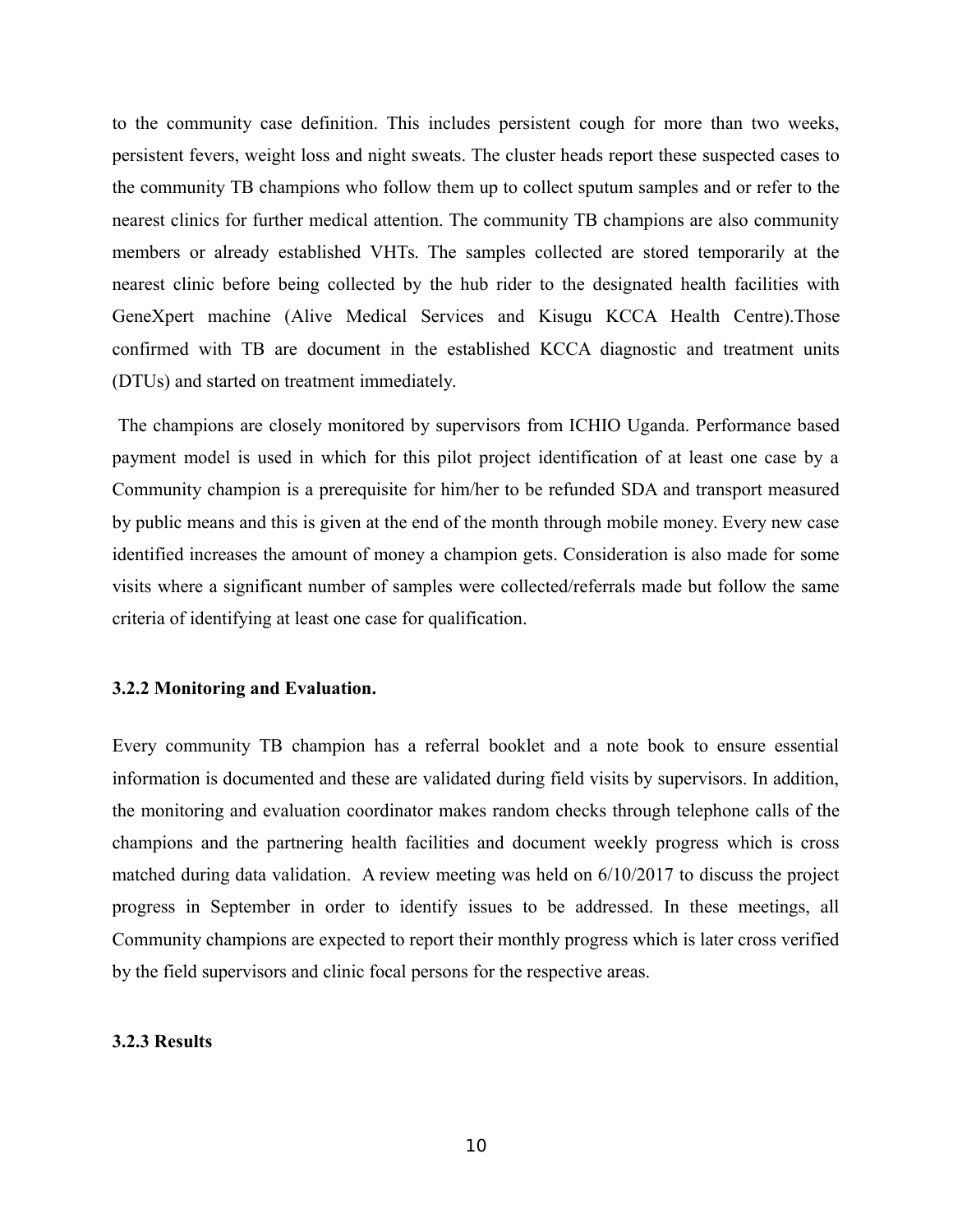to the community case definition. This includes persistent cough for more than two weeks, persistent fevers, weight loss and night sweats. The cluster heads report these suspected cases to the community TB champions who follow them up to collect sputum samples and or refer to the nearest clinics for further medical attention. The community TB champions are also community members or already established VHTs. The samples collected are stored temporarily at the nearest clinic before being collected by the hub rider to the designated health facilities with GeneXpert machine (Alive Medical Services and Kisugu KCCA Health Centre).Those confirmed with TB are document in the established KCCA diagnostic and treatment units (DTUs) and started on treatment immediately.

The champions are closely monitored by supervisors from ICHIO Uganda. Performance based payment model is used in which for this pilot project identification of at least one case by a Community champion is a prerequisite for him/her to be refunded SDA and transport measured by public means and this is given at the end of the month through mobile money. Every new case identified increases the amount of money a champion gets. Consideration is also made for some visits where a significant number of samples were collected/referrals made but follow the same criteria of identifying at least one case for qualification.

### 3.2.2 Monitoring and Evaluation.

Every community TB champion has a referral booklet and a note book to ensure essential information is documented and these are validated during field visits by supervisors. In addition, the monitoring and evaluation coordinator makes random checks through telephone calls of the champions and the partnering health facilities and document weekly progress which is cross matched during data validation. A review meeting was held on 6/10/2017 to discuss the project progress in September in order to identify issues to be addressed. In these meetings, all Community champions are expected to report their monthly progress which is later cross verified by the field supervisors and clinic focal persons for the respective areas.

### 3.2.3 Results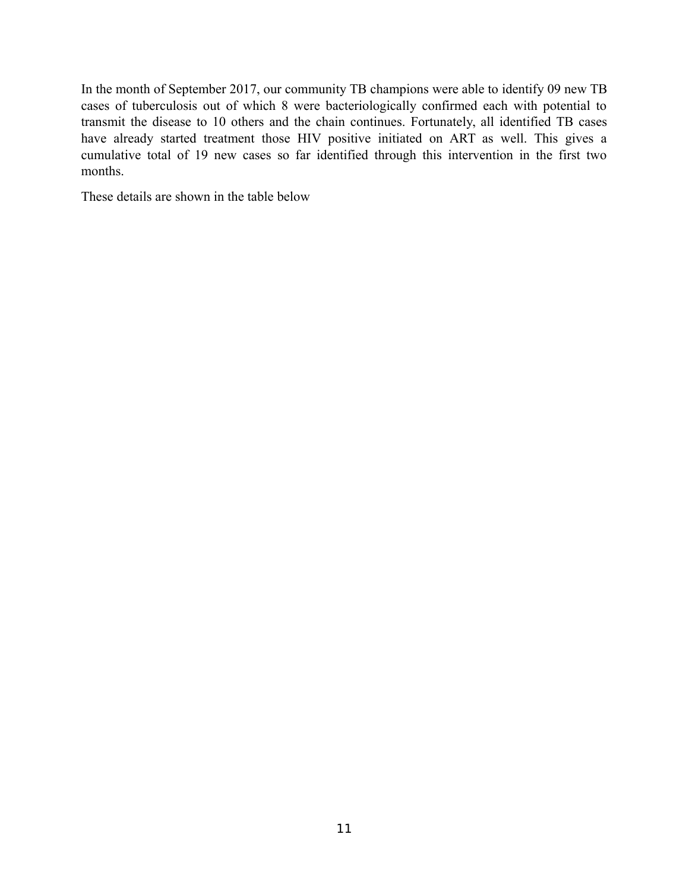In the month of September 2017, our community TB champions were able to identify 09 new TB cases of tuberculosis out of which 8 were bacteriologically confirmed each with potential to transmit the disease to 10 others and the chain continues. Fortunately, all identified TB cases have already started treatment those HIV positive initiated on ART as well. This gives a cumulative total of 19 new cases so far identified through this intervention in the first two months.

These details are shown in the table below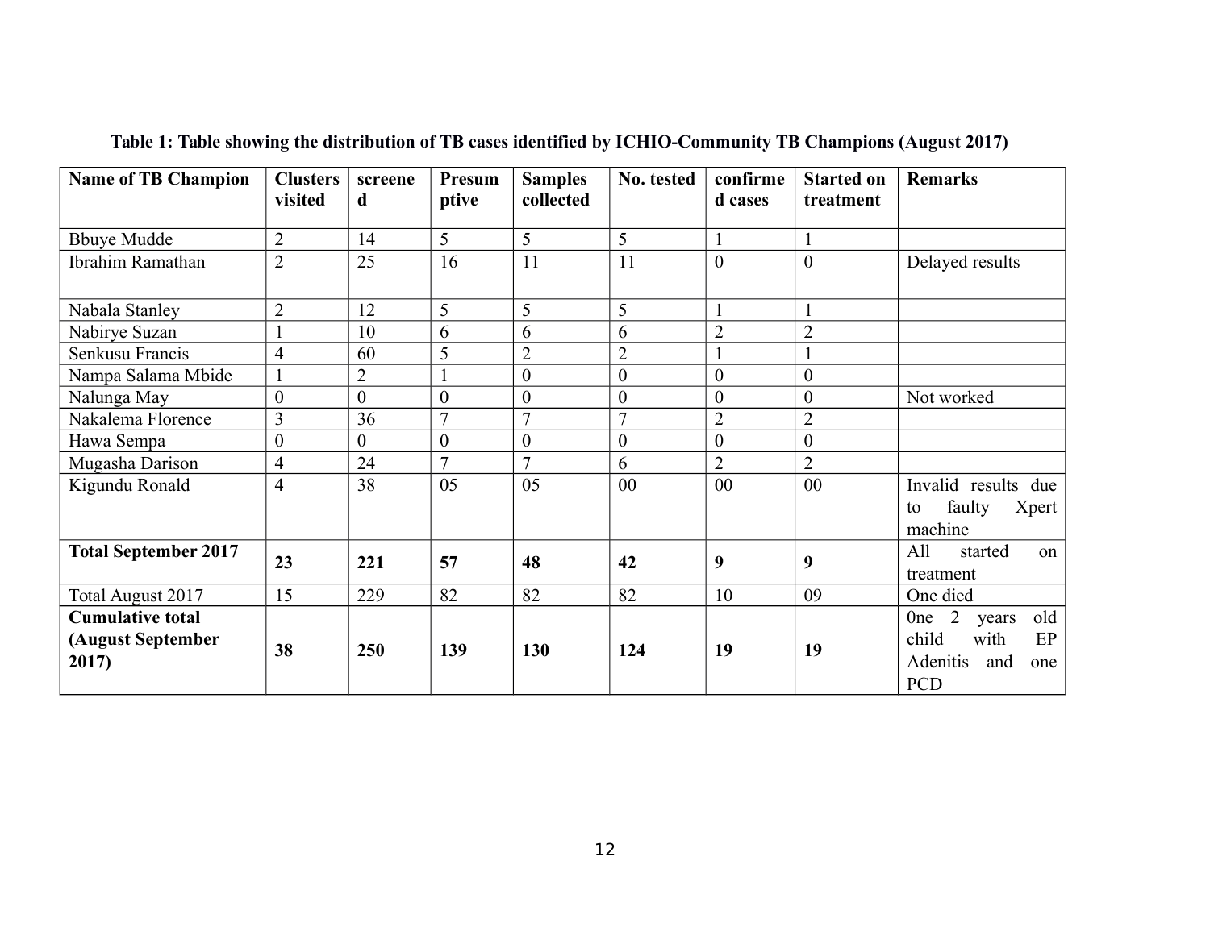**Table 1: Table showing the distribution of TB cases identified by ICHIO-Community TB Champions (August 2017)**

| Name of TB Champion | Clusters visited | screened | Presumptive | Samples collected | No. tested | confirmed cases | Started on treatment | Remarks |
|---|---|---|---|---|---|---|---|---|
| Bbuye Mudde | 2 | 14 | 5 | 5 | 5 | 1 | 1 | |
| Ibrahim Ramathan | 2 | 25 | 16 | 11 | 11 | 0 | 0 | Delayed results |
| Nabala Stanley | 2 | 12 | 5 | 5 | 5 | 1 | 1 | |
| Nabirye Suzan | 1 | 10 | 6 | 6 | 6 | 2 | 2 | |
| Senkusu Francis | 4 | 60 | 5 | 2 | 2 | 1 | 1 | |
| Nampa Salama Mbide | 1 | 2 | 1 | 0 | 0 | 0 | 0 | |
| Nalunga May | 0 | 0 | 0 | 0 | 0 | 0 | 0 | Not worked |
| Nakalema Florence | 3 | 36 | 7 | 7 | 7 | 2 | 2 | |
| Hawa Sempa | 0 | 0 | 0 | 0 | 0 | 0 | 0 | |
| Mugasha Darison | 4 | 24 | 7 | 7 | 6 | 2 | 2 | |
| Kigundu Ronald | 4 | 38 | 05 | 05 | 00 | 00 | 00 | Invalid results due to faulty Xpert machine |
| **Total September 2017** | **23** | **221** | **57** | **48** | **42** | **9** | **9** | All started on treatment |
| Total August 2017 | 15 | 229 | 82 | 82 | 82 | 10 | 09 | One died |
| **Cumulative total (August September 2017)** | **38** | **250** | **139** | **130** | **124** | **19** | **19** | 0ne 2 years old child with EP Adenitis and one PCD |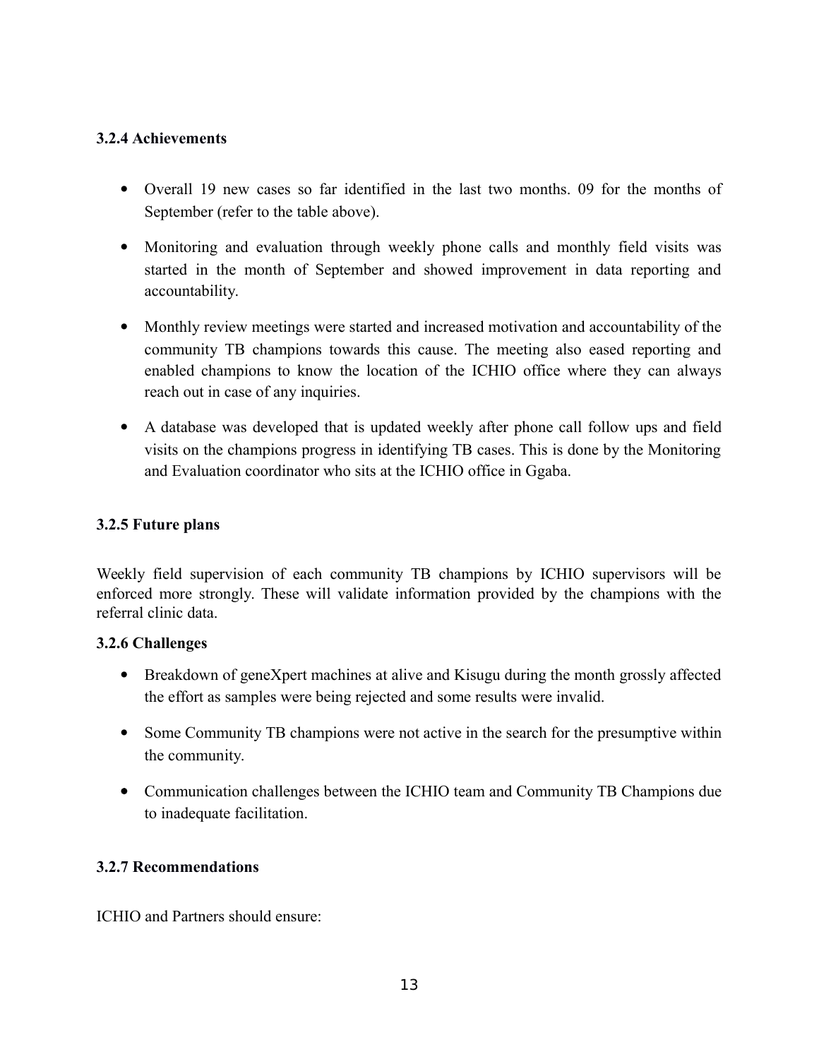### 3.2.4 Achievements

- Overall 19 new cases so far identified in the last two months. 09 for the months of September (refer to the table above).
- Monitoring and evaluation through weekly phone calls and monthly field visits was started in the month of September and showed improvement in data reporting and accountability.
- Monthly review meetings were started and increased motivation and accountability of the community TB champions towards this cause. The meeting also eased reporting and enabled champions to know the location of the ICHIO office where they can always reach out in case of any inquiries.
- A database was developed that is updated weekly after phone call follow ups and field visits on the champions progress in identifying TB cases. This is done by the Monitoring and Evaluation coordinator who sits at the ICHIO office in Ggaba.

### 3.2.5 Future plans

Weekly field supervision of each community TB champions by ICHIO supervisors will be enforced more strongly. These will validate information provided by the champions with the referral clinic data.

### 3.2.6 Challenges

- Breakdown of geneXpert machines at alive and Kisugu during the month grossly affected the effort as samples were being rejected and some results were invalid.
- Some Community TB champions were not active in the search for the presumptive within the community.
- Communication challenges between the ICHIO team and Community TB Champions due to inadequate facilitation.

### 3.2.7 Recommendations

ICHIO and Partners should ensure: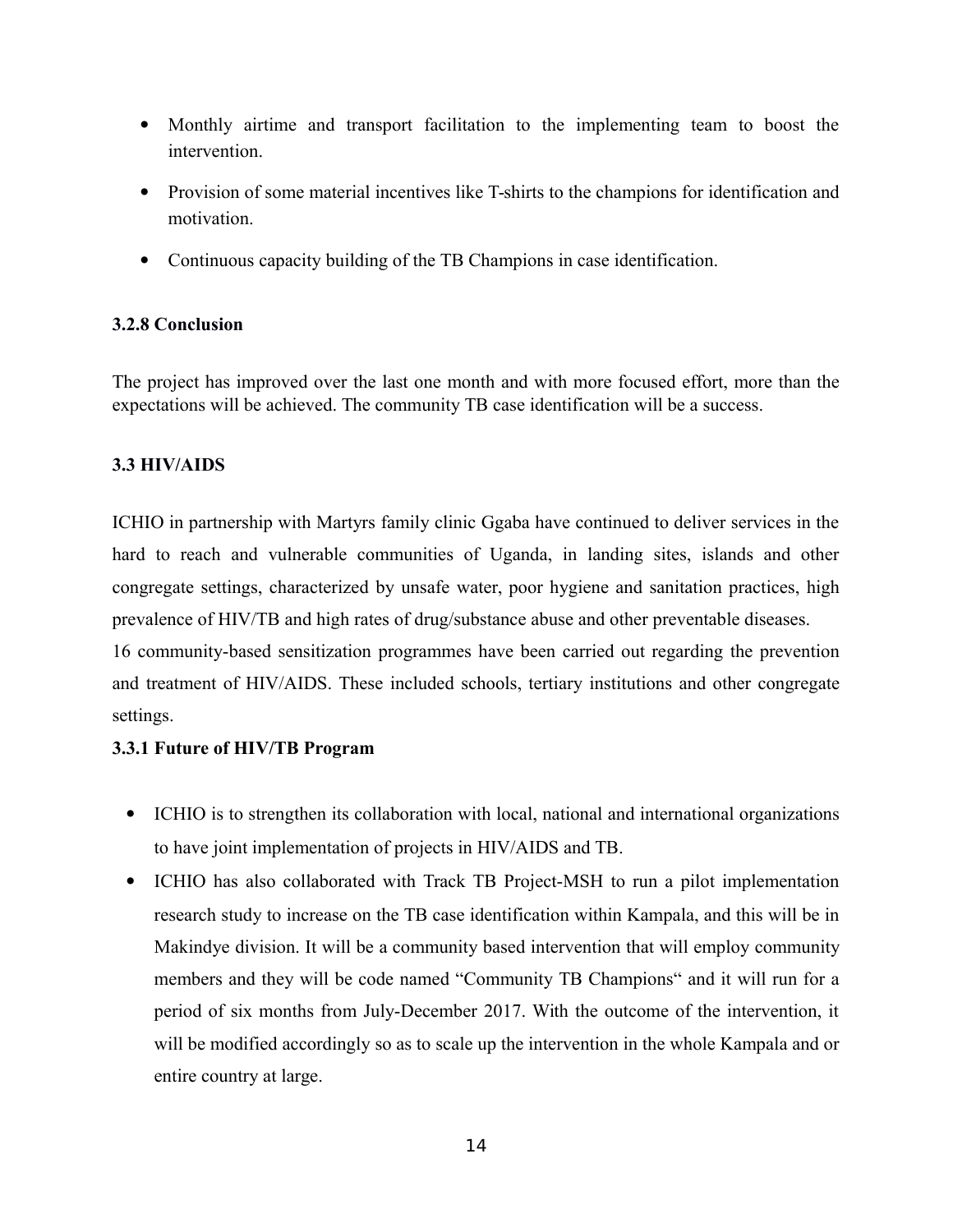- Monthly airtime and transport facilitation to the implementing team to boost the intervention.
- Provision of some material incentives like T-shirts to the champions for identification and motivation.
- Continuous capacity building of the TB Champions in case identification.

### 3.2.8 Conclusion

The project has improved over the last one month and with more focused effort, more than the expectations will be achieved. The community TB case identification will be a success.

## 3.3 HIV/AIDS

ICHIO in partnership with Martyrs family clinic Ggaba have continued to deliver services in the hard to reach and vulnerable communities of Uganda, in landing sites, islands and other congregate settings, characterized by unsafe water, poor hygiene and sanitation practices, high prevalence of HIV/TB and high rates of drug/substance abuse and other preventable diseases.

16 community-based sensitization programmes have been carried out regarding the prevention and treatment of HIV/AIDS. These included schools, tertiary institutions and other congregate settings.

### 3.3.1 Future of HIV/TB Program

- ICHIO is to strengthen its collaboration with local, national and international organizations to have joint implementation of projects in HIV/AIDS and TB.
- ICHIO has also collaborated with Track TB Project-MSH to run a pilot implementation research study to increase on the TB case identification within Kampala, and this will be in Makindye division. It will be a community based intervention that will employ community members and they will be code named "Community TB Champions" and it will run for a period of six months from July-December 2017. With the outcome of the intervention, it will be modified accordingly so as to scale up the intervention in the whole Kampala and or entire country at large.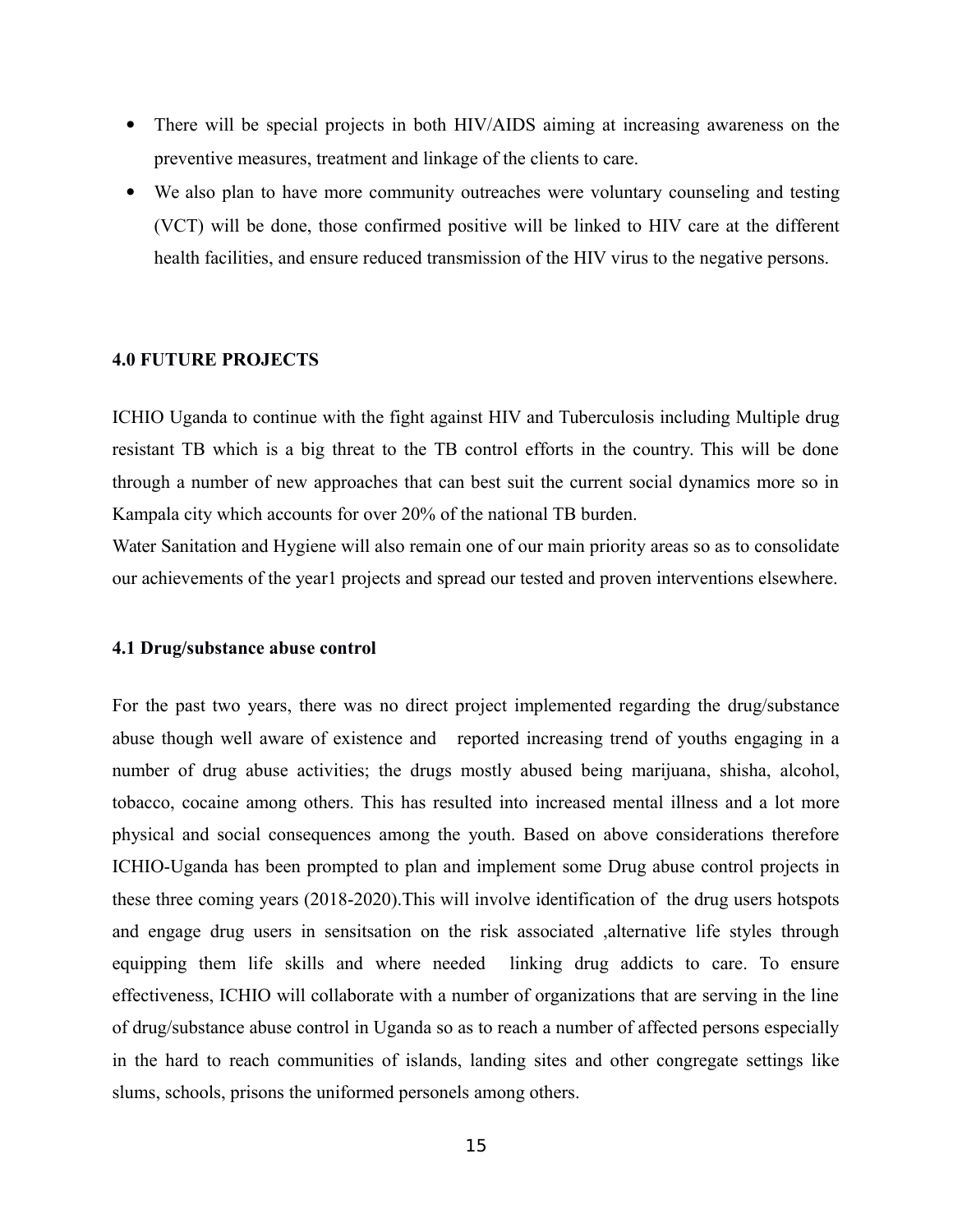- There will be special projects in both HIV/AIDS aiming at increasing awareness on the preventive measures, treatment and linkage of the clients to care.
- We also plan to have more community outreaches were voluntary counseling and testing (VCT) will be done, those confirmed positive will be linked to HIV care at the different health facilities, and ensure reduced transmission of the HIV virus to the negative persons.

## 4.0 FUTURE PROJECTS

ICHIO Uganda to continue with the fight against HIV and Tuberculosis including Multiple drug resistant TB which is a big threat to the TB control efforts in the country. This will be done through a number of new approaches that can best suit the current social dynamics more so in Kampala city which accounts for over 20% of the national TB burden.

Water Sanitation and Hygiene will also remain one of our main priority areas so as to consolidate our achievements of the year1 projects and spread our tested and proven interventions elsewhere.

### 4.1 Drug/substance abuse control

For the past two years, there was no direct project implemented regarding the drug/substance abuse though well aware of existence and reported increasing trend of youths engaging in a number of drug abuse activities; the drugs mostly abused being marijuana, shisha, alcohol, tobacco, cocaine among others. This has resulted into increased mental illness and a lot more physical and social consequences among the youth. Based on above considerations therefore ICHIO-Uganda has been prompted to plan and implement some Drug abuse control projects in these three coming years (2018-2020).This will involve identification of the drug users hotspots and engage drug users in sensitsation on the risk associated ,alternative life styles through equipping them life skills and where needed linking drug addicts to care. To ensure effectiveness, ICHIO will collaborate with a number of organizations that are serving in the line of drug/substance abuse control in Uganda so as to reach a number of affected persons especially in the hard to reach communities of islands, landing sites and other congregate settings like slums, schools, prisons the uniformed personels among others.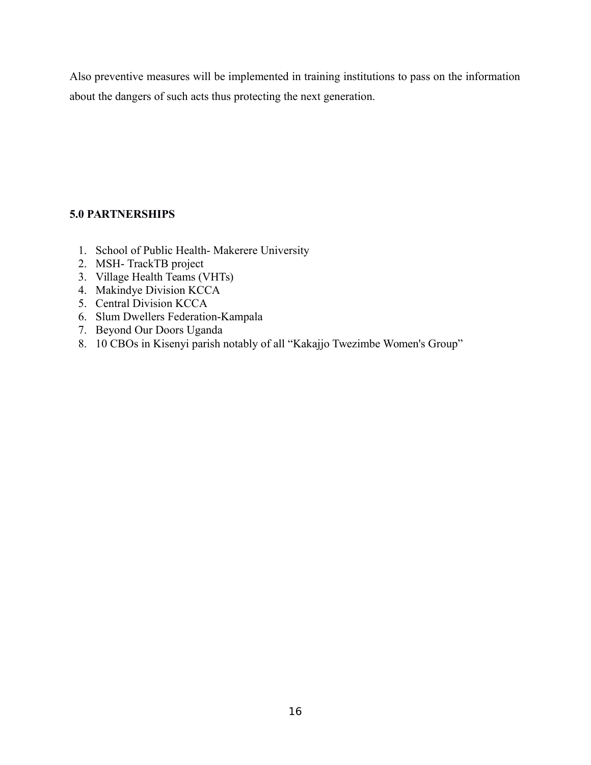Also preventive measures will be implemented in training institutions to pass on the information about the dangers of such acts thus protecting the next generation.

**5.0 PARTNERSHIPS**

1. School of Public Health- Makerere University
2. MSH- TrackTB project
3. Village Health Teams (VHTs)
4. Makindye Division KCCA
5. Central Division KCCA
6. Slum Dwellers Federation-Kampala
7. Beyond Our Doors Uganda
8. 10 CBOs in Kisenyi parish notably of all "Kakajjo Twezimbe Women's Group"